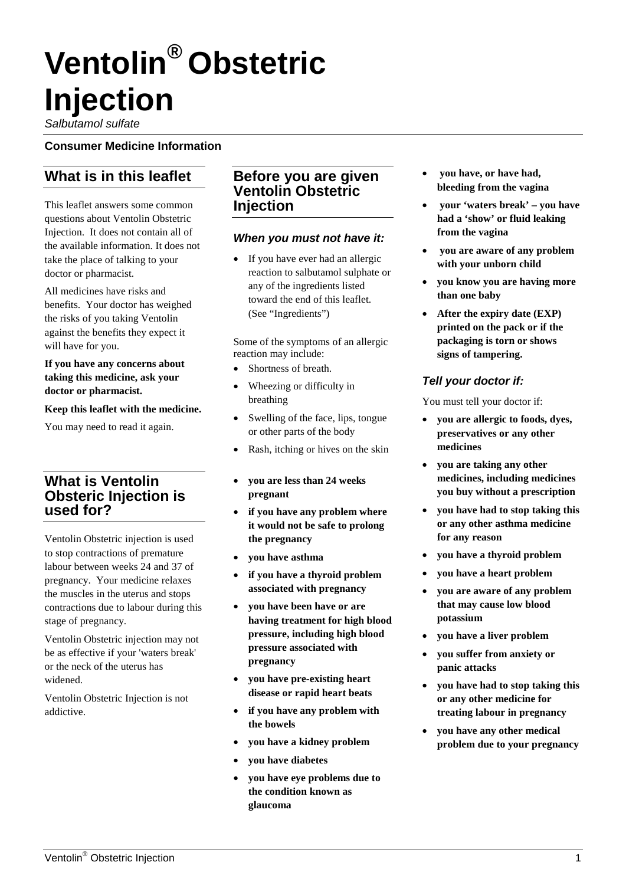# Ventolin® Obstetric Injection

*Salbutamol sulfate*

**Consumer Medicine Information**

## What is in this leaflet

This leaflet answers some common questions about Ventolin Obstetric Injection. It does not contain all of the available information. It does not take the place of talking to your doctor or pharmacist.

All medicines have risks and benefits. Your doctor has weighed the risks of you taking Ventolin against the benefits they expect it will have for you.

**If you have any concerns about taking this medicine, ask your doctor or pharmacist.**

**Keep this leaflet with the medicine.**

You may need to read it again.

## What is Ventolin Obsteric Injection is used for?

Ventolin Obstetric injection is used to stop contractions of premature labour between weeks 24 and 37 of pregnancy. Your medicine relaxes the muscles in the uterus and stops contractions due to labour during this stage of pregnancy.

Ventolin Obstetric injection may not be as effective if your 'waters break' or the neck of the uterus has widened.

Ventolin Obstetric Injection is not addictive.

## Before you are given Ventolin Obstetric Injection

### *When you must not have it:*

- If you have ever had an allergic reaction to salbutamol sulphate or any of the ingredients listed toward the end of this leaflet. (See "Ingredients")

Some of the symptoms of an allergic reaction may include:

- Shortness of breath.
- Wheezing or difficulty in breathing
- Swelling of the face, lips, tongue or other parts of the body
- Rash, itching or hives on the skin

- **you are less than 24 weeks pregnant**
- **if you have any problem where it would not be safe to prolong the pregnancy**
- **you have asthma**
- **if you have a thyroid problem associated with pregnancy**
- **you have been have or are having treatment for high blood pressure, including high blood pressure associated with pregnancy**
- **you have pre-existing heart disease or rapid heart beats**
- **if you have any problem with the bowels**
- **you have a kidney problem**
- **you have diabetes**
- **you have eye problems due to the condition known as glaucoma**
- **you have, or have had, bleeding from the vagina**
- **your 'waters break' – you have had a 'show' or fluid leaking from the vagina**
- **you are aware of any problem with your unborn child**
- **you know you are having more than one baby**
- **After the expiry date (EXP) printed on the pack or if the packaging is torn or shows signs of tampering.**

### *Tell your doctor if:*

You must tell your doctor if:

- **you are allergic to foods, dyes, preservatives or any other medicines**
- **you are taking any other medicines, including medicines you buy without a prescription**
- **you have had to stop taking this or any other asthma medicine for any reason**
- **you have a thyroid problem**
- **you have a heart problem**
- **you are aware of any problem that may cause low blood potassium**
- **you have a liver problem**
- **you suffer from anxiety or panic attacks**
- **you have had to stop taking this or any other medicine for treating labour in pregnancy**
- **you have any other medical problem due to your pregnancy**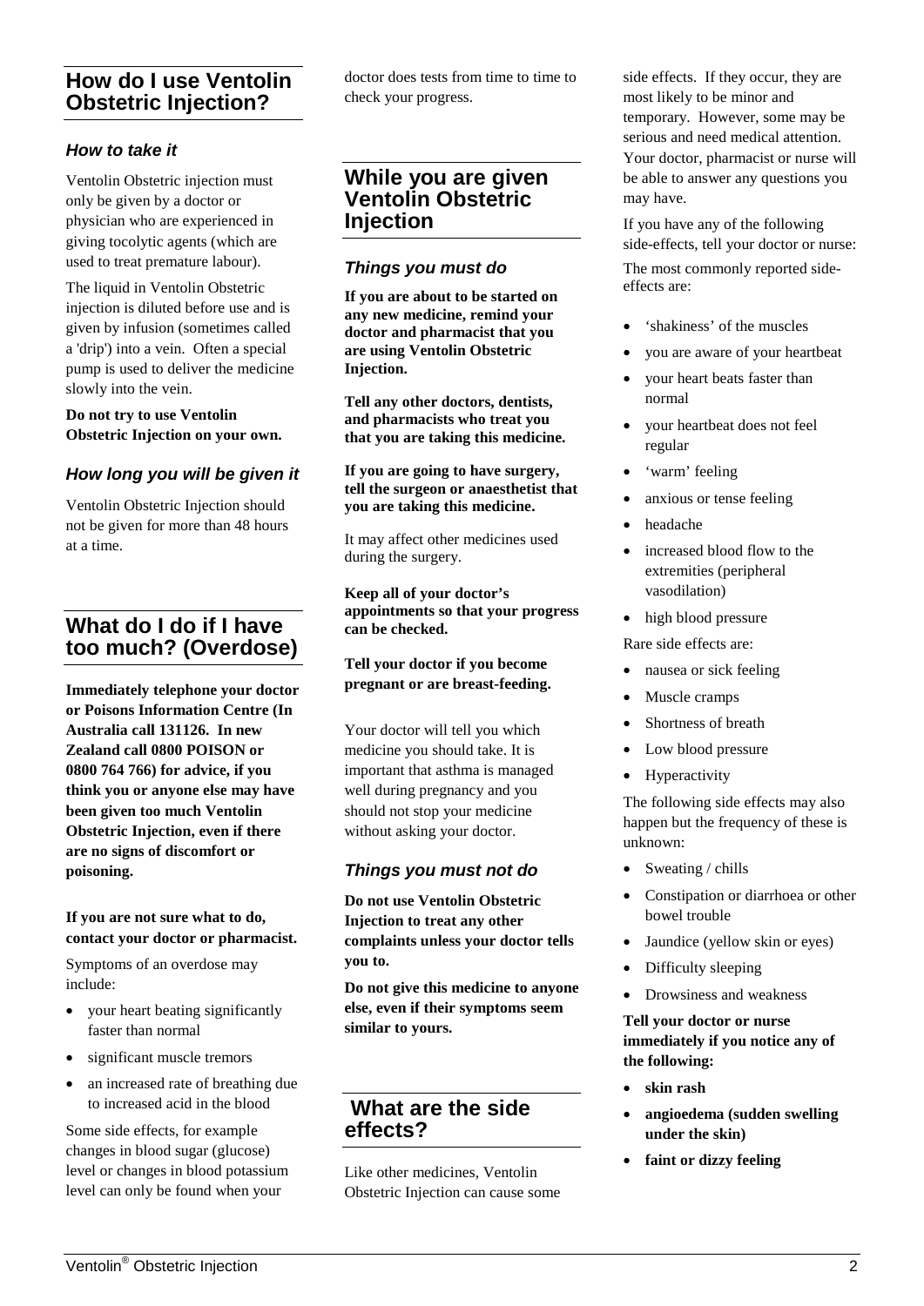## How do I use Ventolin Obstetric Injection?

### *How to take it*

Ventolin Obstetric injection must only be given by a doctor or physician who are experienced in giving tocolytic agents (which are used to treat premature labour).

The liquid in Ventolin Obstetric injection is diluted before use and is given by infusion (sometimes called a 'drip') into a vein. Often a special pump is used to deliver the medicine slowly into the vein.

**Do not try to use Ventolin Obstetric Injection on your own.**

### *How long you will be given it*

Ventolin Obstetric Injection should not be given for more than 48 hours at a time.

## What do I do if I have too much? (Overdose)

**Immediately telephone your doctor or Poisons Information Centre (In Australia call 131126. In new Zealand call 0800 POISON or 0800 764 766) for advice, if you think you or anyone else may have been given too much Ventolin Obstetric Injection, even if there are no signs of discomfort or poisoning.**

**If you are not sure what to do, contact your doctor or pharmacist.**

Symptoms of an overdose may include:

- your heart beating significantly faster than normal
- significant muscle tremors
- an increased rate of breathing due to increased acid in the blood

Some side effects, for example changes in blood sugar (glucose) level or changes in blood potassium level can only be found when your doctor does tests from time to time to check your progress.

## While you are given Ventolin Obstetric Injection

### *Things you must do*

**If you are about to be started on any new medicine, remind your doctor and pharmacist that you are using Ventolin Obstetric Injection.**

**Tell any other doctors, dentists, and pharmacists who treat you that you are taking this medicine.**

**If you are going to have surgery, tell the surgeon or anaesthetist that you are taking this medicine.**

It may affect other medicines used during the surgery.

**Keep all of your doctor's appointments so that your progress can be checked.**

**Tell your doctor if you become pregnant or are breast-feeding.**

Your doctor will tell you which medicine you should take. It is important that asthma is managed well during pregnancy and you should not stop your medicine without asking your doctor.

### *Things you must not do*

**Do not use Ventolin Obstetric Injection to treat any other complaints unless your doctor tells you to.**

**Do not give this medicine to anyone else, even if their symptoms seem similar to yours.**

## What are the side effects?

Like other medicines, Ventolin Obstetric Injection can cause some side effects. If they occur, they are most likely to be minor and temporary. However, some may be serious and need medical attention. Your doctor, pharmacist or nurse will be able to answer any questions you may have.

If you have any of the following side-effects, tell your doctor or nurse:

The most commonly reported side-effects are:

- 'shakiness' of the muscles
- you are aware of your heartbeat
- your heart beats faster than normal
- your heartbeat does not feel regular
- 'warm' feeling
- anxious or tense feeling
- headache
- increased blood flow to the extremities (peripheral vasodilation)
- high blood pressure

Rare side effects are:

- nausea or sick feeling
- Muscle cramps
- Shortness of breath
- Low blood pressure
- Hyperactivity

The following side effects may also happen but the frequency of these is unknown:

- Sweating / chills
- Constipation or diarrhoea or other bowel trouble
- Jaundice (yellow skin or eyes)
- Difficulty sleeping
- Drowsiness and weakness

**Tell your doctor or nurse immediately if you notice any of the following:**

- **skin rash**
- **angioedema (sudden swelling under the skin)**
- **faint or dizzy feeling**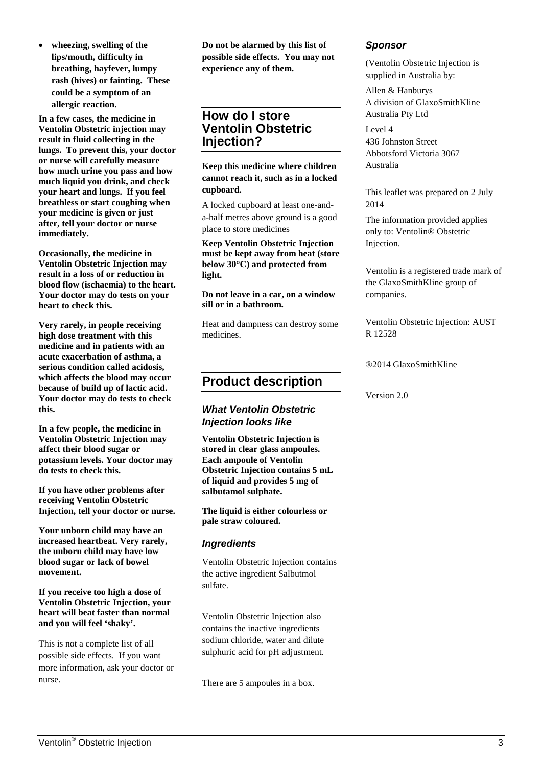- **wheezing, swelling of the lips/mouth, difficulty in breathing, hayfever, lumpy rash (hives) or fainting. These could be a symptom of an allergic reaction.**

**In a few cases, the medicine in Ventolin Obstetric injection may result in fluid collecting in the lungs. To prevent this, your doctor or nurse will carefully measure how much urine you pass and how much liquid you drink, and check your heart and lungs. If you feel breathless or start coughing when your medicine is given or just after, tell your doctor or nurse immediately.**

**Occasionally, the medicine in Ventolin Obstetric Injection may result in a loss of or reduction in blood flow (ischaemia) to the heart. Your doctor may do tests on your heart to check this.**

**Very rarely, in people receiving high dose treatment with this medicine and in patients with an acute exacerbation of asthma, a serious condition called acidosis, which affects the blood may occur because of build up of lactic acid. Your doctor may do tests to check this.**

**In a few people, the medicine in Ventolin Obstetric Injection may affect their blood sugar or potassium levels. Your doctor may do tests to check this.**

**If you have other problems after receiving Ventolin Obstetric Injection, tell your doctor or nurse.**

**Your unborn child may have an increased heartbeat. Very rarely, the unborn child may have low blood sugar or lack of bowel movement.**

**If you receive too high a dose of Ventolin Obstetric Injection, your heart will beat faster than normal and you will feel 'shaky'.**

This is not a complete list of all possible side effects. If you want more information, ask your doctor or nurse.

**Do not be alarmed by this list of possible side effects. You may not experience any of them.**

## How do I store Ventolin Obstetric Injection?

**Keep this medicine where children cannot reach it, such as in a locked cupboard.**

A locked cupboard at least one-and-a-half metres above ground is a good place to store medicines

**Keep Ventolin Obstetric Injection must be kept away from heat (store below 30°C) and protected from light.**

**Do not leave in a car, on a window sill or in a bathroom.**

Heat and dampness can destroy some medicines.

## Product description

### *What Ventolin Obstetric Injection looks like*

**Ventolin Obstetric Injection is stored in clear glass ampoules. Each ampoule of Ventolin Obstetric Injection contains 5 mL of liquid and provides 5 mg of salbutamol sulphate.**

**The liquid is either colourless or pale straw coloured.**

### *Ingredients*

Ventolin Obstetric Injection contains the active ingredient Salbutmol sulfate.

Ventolin Obstetric Injection also contains the inactive ingredients sodium chloride, water and dilute sulphuric acid for pH adjustment.

There are 5 ampoules in a box.

### *Sponsor*

(Ventolin Obstetric Injection is supplied in Australia by:

Allen & Hanburys
A division of GlaxoSmithKline Australia Pty Ltd

Level 4
436 Johnston Street
Abbotsford Victoria 3067
Australia

This leaflet was prepared on 2 July 2014

The information provided applies only to: Ventolin® Obstetric Injection.

Ventolin is a registered trade mark of the GlaxoSmithKline group of companies.

Ventolin Obstetric Injection: AUST R 12528

®2014 GlaxoSmithKline

Version 2.0